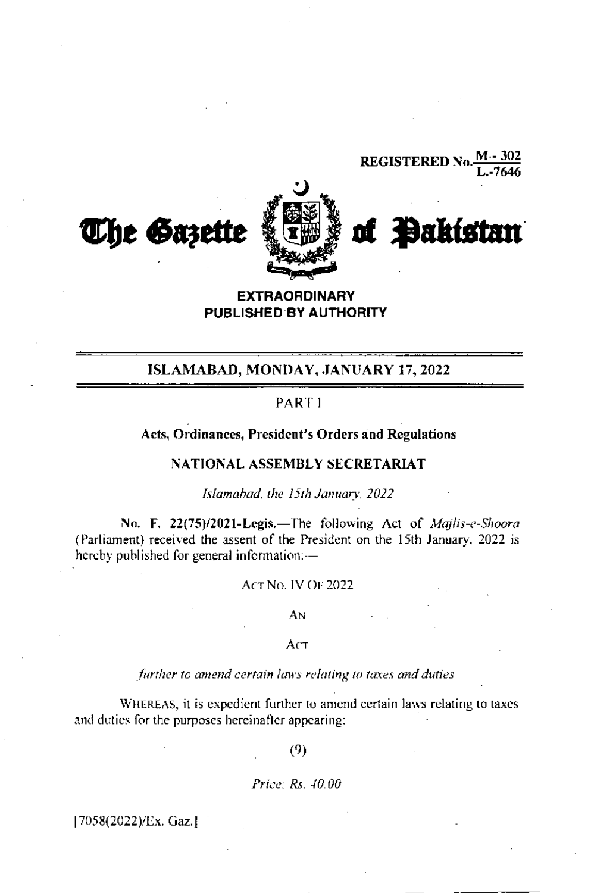REGISTERED No. M - 302 / L.-7646

# The Gazette of Pakistan

**EXTRAORDINARY**
**PUBLISHED BY AUTHORITY**

## ISLAMABAD, MONDAY, JANUARY 17, 2022

PART I

### Acts, Ordinances, President's Orders and Regulations

### NATIONAL ASSEMBLY SECRETARIAT

*Islamabad, the 15th January, 2022*

**No. F. 22(75)/2021-Legis.**—The following Act of *Majlis-e-Shoora* (Parliament) received the assent of the President on the 15th January, 2022 is hereby published for general information:—

ACT NO. IV OF 2022

AN

ACT

*further to amend certain laws relating to taxes and duties*

WHEREAS, it is expedient further to amend certain laws relating to taxes and duties for the purposes hereinafter appearing;

(9)

*Price: Rs. 40.00*

[7058(2022)/Ex. Gaz.]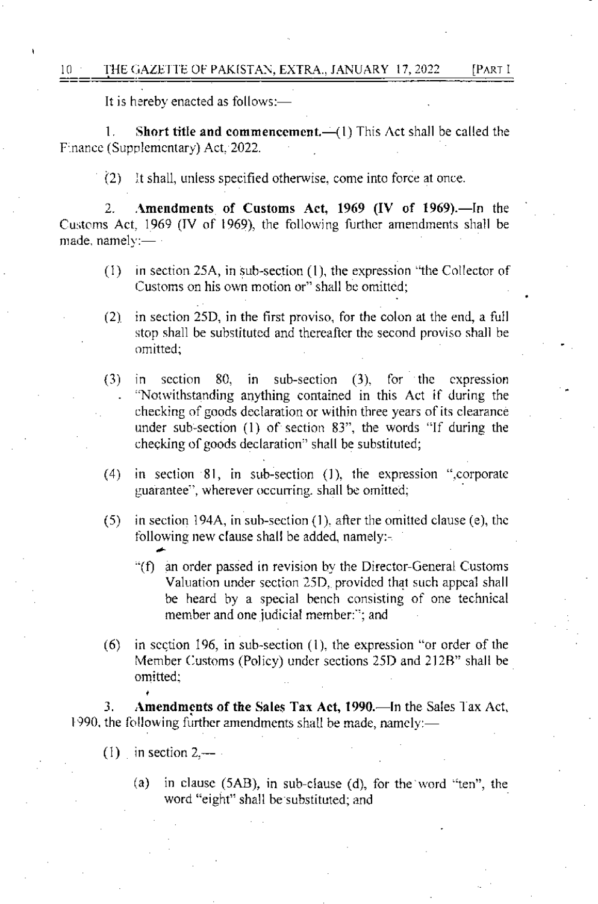It is hereby enacted as follows:—

1. **Short title and commencement.**—(1) This Act shall be called the Finance (Supplementary) Act, 2022.

(2) It shall, unless specified otherwise, come into force at once.

2. **Amendments of Customs Act, 1969 (IV of 1969).**—In the Customs Act, 1969 (IV of 1969), the following further amendments shall be made, namely:—

(1) in section 25A, in sub-section (1), the expression "the Collector of Customs on his own motion or" shall be omitted;

(2) in section 25D, in the first proviso, for the colon at the end, a full stop shall be substituted and thereafter the second proviso shall be omitted;

(3) in section 80, in sub-section (3), for the expression "Notwithstanding anything contained in this Act if during the checking of goods declaration or within three years of its clearance under sub-section (1) of section 83", the words "If during the checking of goods declaration" shall be substituted;

(4) in section 81, in sub-section (1), the expression ",corporate guarantee", wherever occurring, shall be omitted;

(5) in section 194A, in sub-section (1), after the omitted clause (e), the following new clause shall be added, namely:-

"(f) an order passed in revision by the Director-General Customs Valuation under section 25D, provided that such appeal shall be heard by a special bench consisting of one technical member and one judicial member:"; and

(6) in section 196, in sub-section (1), the expression "or order of the Member Customs (Policy) under sections 25D and 212B" shall be omitted;

3. **Amendments of the Sales Tax Act, 1990.**—In the Sales Tax Act, 1990, the following further amendments shall be made, namely:—

(1) in section 2,—

(a) in clause (5AB), in sub-clause (d), for the word "ten", the word "eight" shall be substituted; and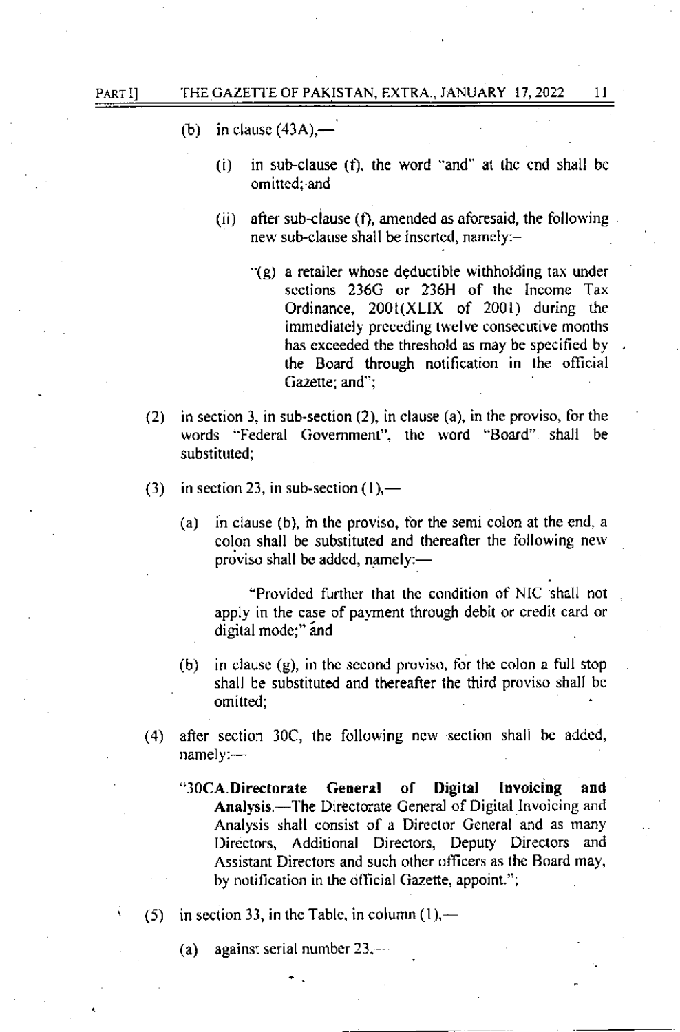(b) in clause (43A),—

(i) in sub-clause (f), the word "and" at the end shall be omitted; and

(ii) after sub-clause (f), amended as aforesaid, the following new sub-clause shall be inserted, namely:–

"(g) a retailer whose deductible withholding tax under sections 236G or 236H of the Income Tax Ordinance, 2001(XLIX of 2001) during the immediately preceding twelve consecutive months has exceeded the threshold as may be specified by the Board through notification in the official Gazette; and";

(2) in section 3, in sub-section (2), in clause (a), in the proviso, for the words "Federal Government", the word "Board" shall be substituted;

(3) in section 23, in sub-section (1),—

(a) in clause (b), in the proviso, for the semi colon at the end, a colon shall be substituted and thereafter the following new proviso shall be added, namely:—

"Provided further that the condition of NIC shall not apply in the case of payment through debit or credit card or digital mode;" and

(b) in clause (g), in the second proviso, for the colon a full stop shall be substituted and thereafter the third proviso shall be omitted;

(4) after section 30C, the following new section shall be added, namely:—

"**30CA. Directorate General of Digital Invoicing and Analysis.**—The Directorate General of Digital Invoicing and Analysis shall consist of a Director General and as many Directors, Additional Directors, Deputy Directors and Assistant Directors and such other officers as the Board may, by notification in the official Gazette, appoint.";

(5) in section 33, in the Table, in column (1),—

(a) against serial number 23,—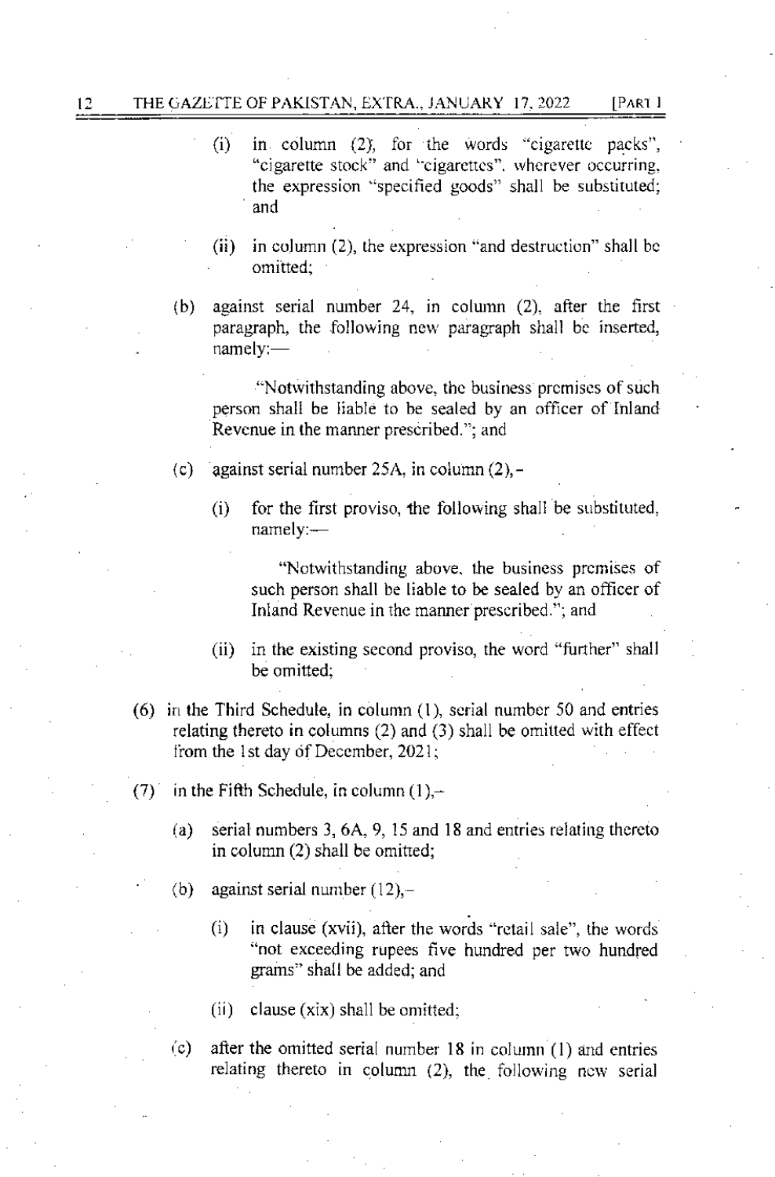(i) in column (2), for the words "cigarette packs", "cigarette stock" and "cigarettes", wherever occurring, the expression "specified goods" shall be substituted; and

(ii) in column (2), the expression "and destruction" shall be omitted;

(b) against serial number 24, in column (2), after the first paragraph, the following new paragraph shall be inserted, namely:—

"Notwithstanding above, the business premises of such person shall be liable to be sealed by an officer of Inland Revenue in the manner prescribed."; and

(c) against serial number 25A, in column (2),-

(i) for the first proviso, the following shall be substituted, namely:—

"Notwithstanding above, the business premises of such person shall be liable to be sealed by an officer of Inland Revenue in the manner prescribed."; and

(ii) in the existing second proviso, the word "further" shall be omitted;

(6) in the Third Schedule, in column (1), serial number 50 and entries relating thereto in columns (2) and (3) shall be omitted with effect from the 1st day of December, 2021;

(7) in the Fifth Schedule, in column (1),-

(a) serial numbers 3, 6A, 9, 15 and 18 and entries relating thereto in column (2) shall be omitted;

(b) against serial number (12),-

(i) in clause (xvii), after the words "retail sale", the words "not exceeding rupees five hundred per two hundred grams" shall be added; and

(ii) clause (xix) shall be omitted;

(c) after the omitted serial number 18 in column (1) and entries relating thereto in column (2), the following new serial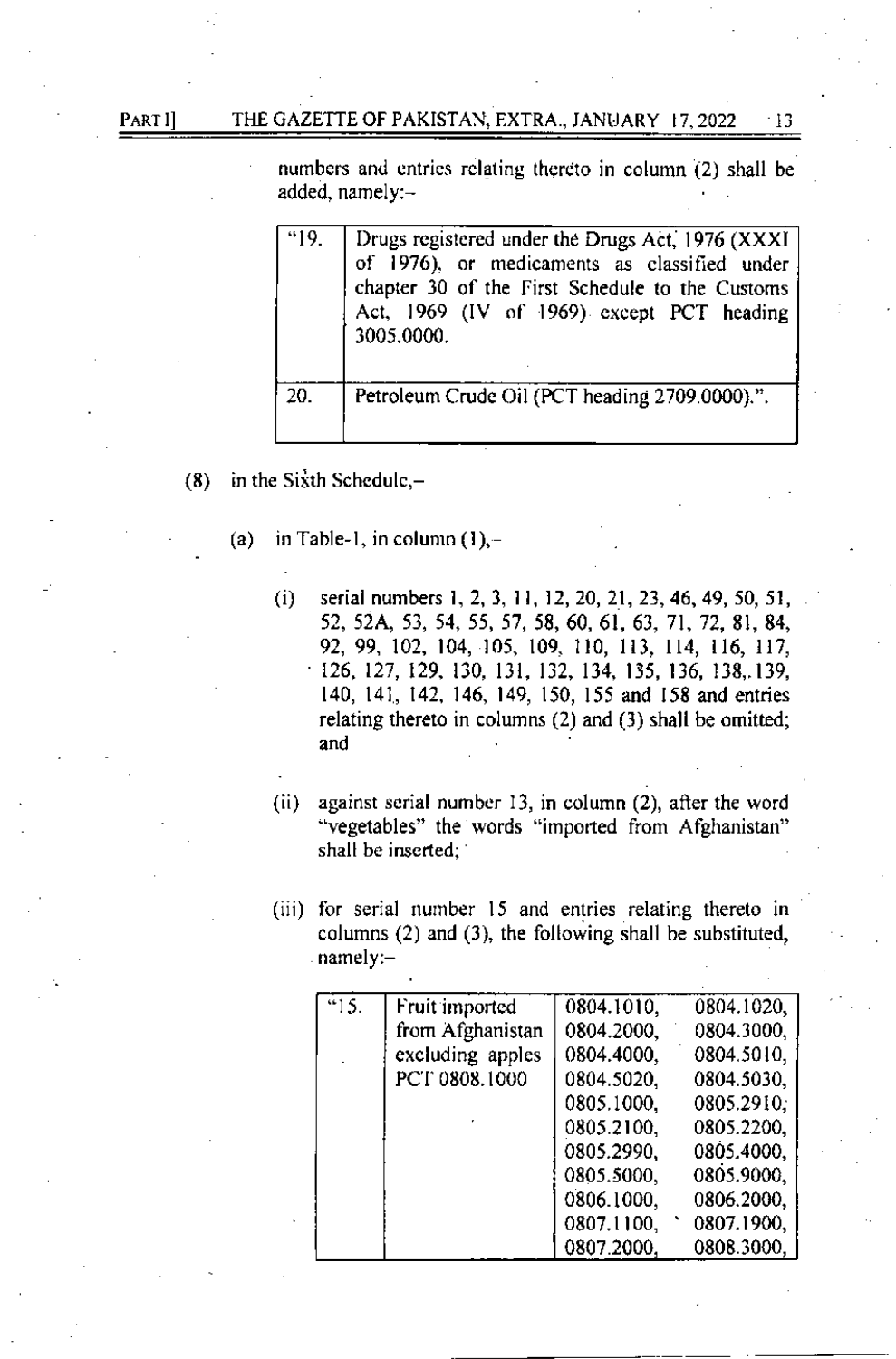numbers and entries relating thereto in column (2) shall be added, namely:–

| | |
|---|---|
| "19. | Drugs registered under the Drugs Act, 1976 (XXXI of 1976), or medicaments as classified under chapter 30 of the First Schedule to the Customs Act, 1969 (IV of 1969) except PCT heading 3005.0000. |
| 20. | Petroleum Crude Oil (PCT heading 2709.0000).". |

(8) in the Sixth Schedule,–

(a) in Table-1, in column (1),–

(i) serial numbers 1, 2, 3, 11, 12, 20, 21, 23, 46, 49, 50, 51, 52, 52A, 53, 54, 55, 57, 58, 60, 61, 63, 71, 72, 81, 84, 92, 99, 102, 104, 105, 109, 110, 113, 114, 116, 117, 126, 127, 129, 130, 131, 132, 134, 135, 136, 138, 139, 140, 141, 142, 146, 149, 150, 155 and 158 and entries relating thereto in columns (2) and (3) shall be omitted; and

(ii) against serial number 13, in column (2), after the word "vegetables" the words "imported from Afghanistan" shall be inserted;

(iii) for serial number 15 and entries relating thereto in columns (2) and (3), the following shall be substituted, namely:–

| | | | |
|---|---|---|---|
| "15. | Fruit imported from Afghanistan excluding apples PCT 0808.1000 | 0804.1010, | 0804.1020, |
| | | 0804.2000, | 0804.3000, |
| | | 0804.4000, | 0804.5010, |
| | | 0804.5020, | 0804.5030, |
| | | 0805.1000, | 0805.2910, |
| | | 0805.2100, | 0805.2200, |
| | | 0805.2990, | 0805.4000, |
| | | 0805.5000, | 0805.9000, |
| | | 0806.1000, | 0806.2000, |
| | | 0807.1100, | 0807.1900, |
| | | 0807.2000, | 0808.3000, |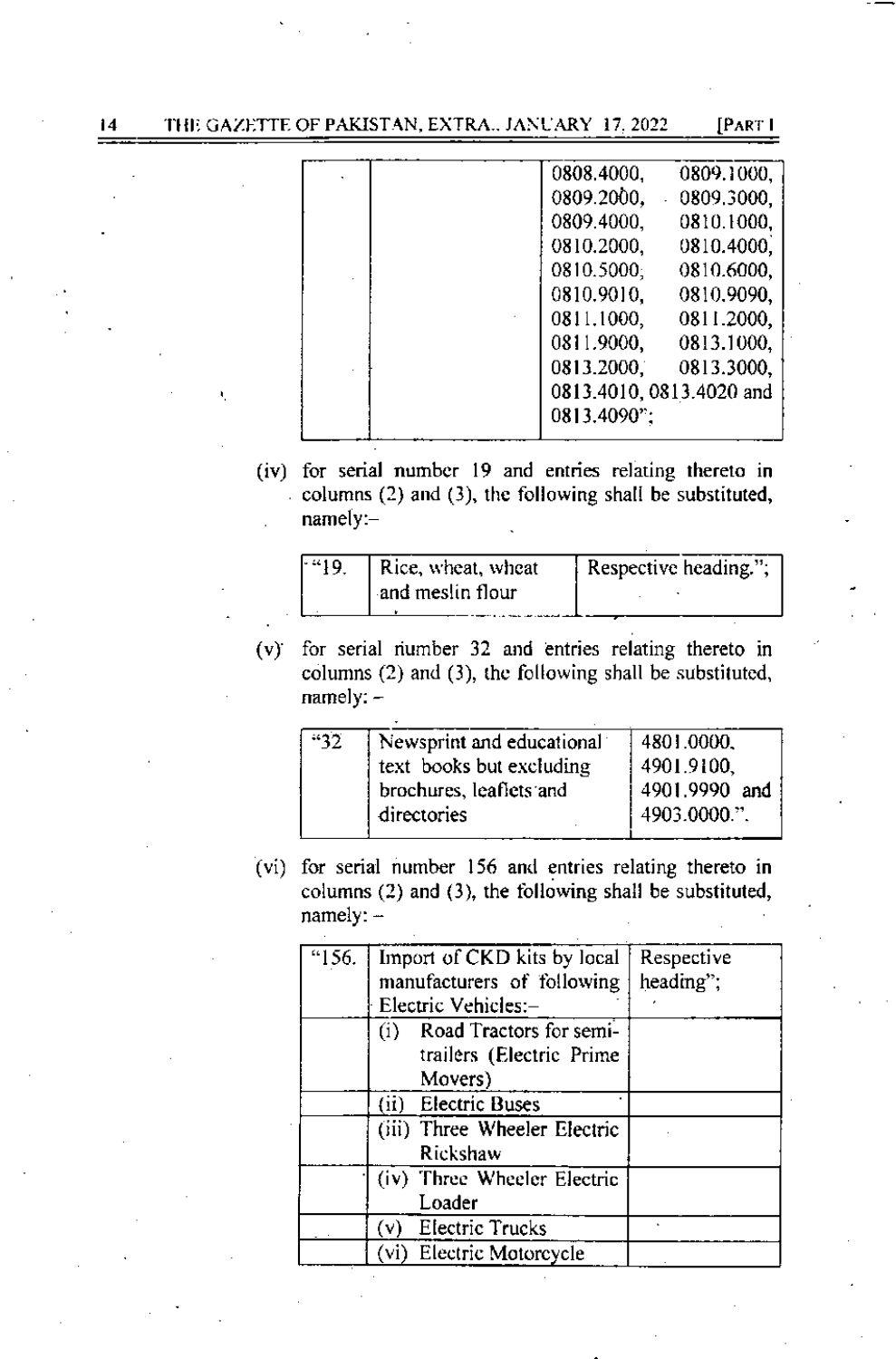|  |  | 0808.4000, 0809.1000, 0809.2000, 0809.3000, 0809.4000, 0810.1000, 0810.2000, 0810.4000, 0810.5000, 0810.6000, 0810.9010, 0810.9090, 0811.1000, 0811.2000, 0811.9000, 0813.1000, 0813.2000, 0813.3000, 0813.4010, 0813.4020 and 0813.4090"; |
|---|---|---|

(iv) for serial number 19 and entries relating thereto in columns (2) and (3), the following shall be substituted, namely:–

| "19. | Rice, wheat, wheat and meslin flour | Respective heading."; |
|---|---|---|

(v) for serial number 32 and entries relating thereto in columns (2) and (3), the following shall be substituted, namely: –

| "32 | Newsprint and educational text books but excluding brochures, leaflets and directories | 4801.0000, 4901.9100, 4901.9990 and 4903.0000.". |
|---|---|---|

(vi) for serial number 156 and entries relating thereto in columns (2) and (3), the following shall be substituted, namely: –

| "156. | Import of CKD kits by local manufacturers of following Electric Vehicles:– | Respective heading"; |
|---|---|---|
|  | (i) Road Tractors for semi-trailers (Electric Prime Movers) |  |
|  | (ii) Electric Buses |  |
|  | (iii) Three Wheeler Electric Rickshaw |  |
|  | (iv) Three Wheeler Electric Loader |  |
|  | (v) Electric Trucks |  |
|  | (vi) Electric Motorcycle |  |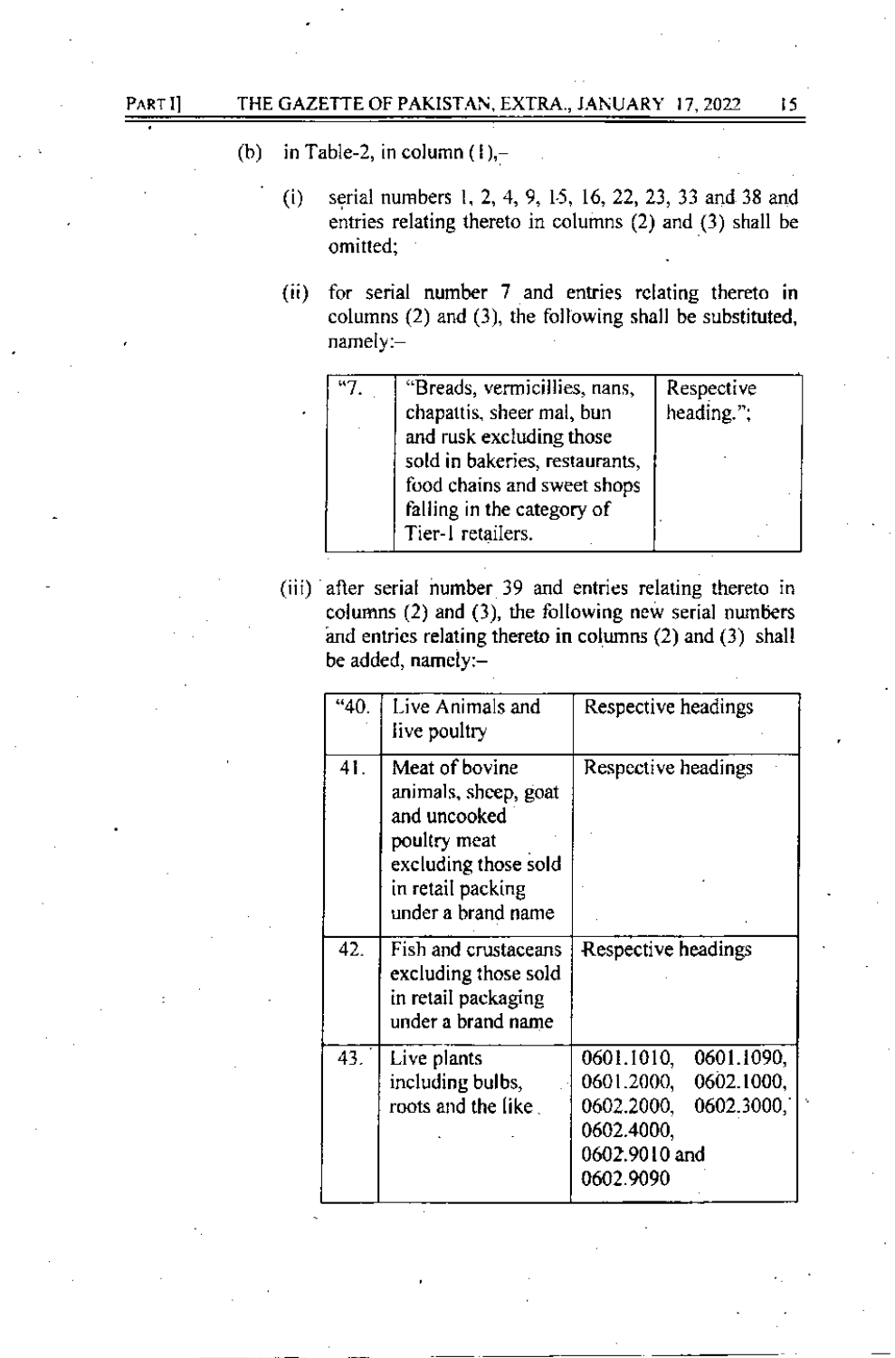(b) in Table-2, in column (1),–

(i) serial numbers 1, 2, 4, 9, 15, 16, 22, 23, 33 and 38 and entries relating thereto in columns (2) and (3) shall be omitted;

(ii) for serial number 7 and entries relating thereto in columns (2) and (3), the following shall be substituted, namely:–

| "7. | "Breads, vermicillies, nans, chapattis, sheer mal, bun and rusk excluding those sold in bakeries, restaurants, food chains and sweet shops falling in the category of Tier-1 retailers. | Respective heading."; |
|---|---|---|

(iii) after serial number 39 and entries relating thereto in columns (2) and (3), the following new serial numbers and entries relating thereto in columns (2) and (3) shall be added, namely:–

| "40. | Live Animals and live poultry | Respective headings |
|---|---|---|
| 41. | Meat of bovine animals, sheep, goat and uncooked poultry meat excluding those sold in retail packing under a brand name | Respective headings |
| 42. | Fish and crustaceans excluding those sold in retail packaging under a brand name | Respective headings |
| 43. | Live plants including bulbs, roots and the like | 0601.1010, 0601.1090, 0601.2000, 0602.1000, 0602.2000, 0602.3000, 0602.4000, 0602.9010 and 0602.9090 |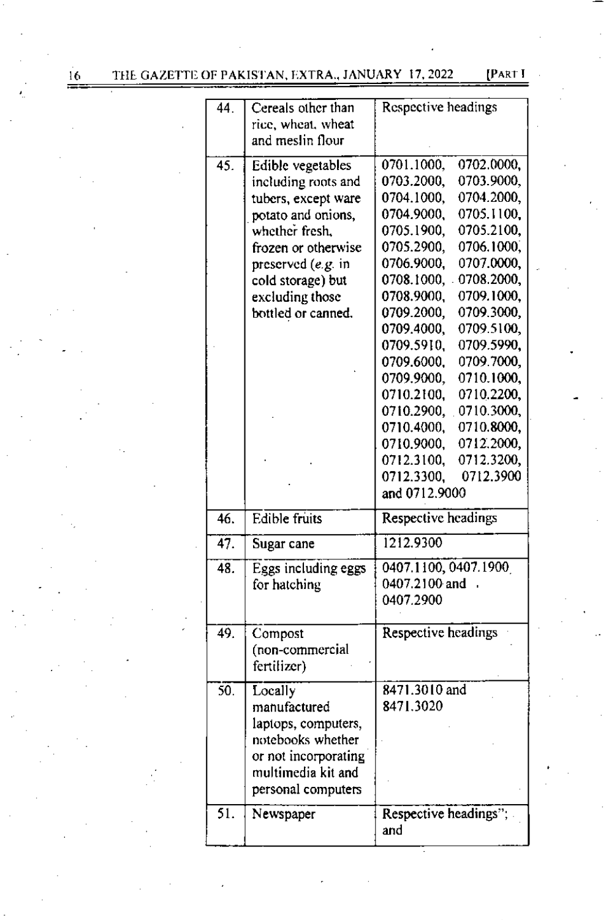| | | |
|---|---|---|
| 44. | Cereals other than rice, wheat, wheat and meslin flour | Respective headings |
| 45. | Edible vegetables including roots and tubers, except ware potato and onions, whether fresh, frozen or otherwise preserved (*e.g.* in cold storage) but excluding those bottled or canned. | 0701.1000, 0702.0000, 0703.2000, 0703.9000, 0704.1000, 0704.2000, 0704.9000, 0705.1100, 0705.1900, 0705.2100, 0705.2900, 0706.1000, 0706.9000, 0707.0000, 0708.1000, 0708.2000, 0708.9000, 0709.1000, 0709.2000, 0709.3000, 0709.4000, 0709.5100, 0709.5910, 0709.5990, 0709.6000, 0709.7000, 0709.9000, 0710.1000, 0710.2100, 0710.2200, 0710.2900, 0710.3000, 0710.4000, 0710.8000, 0710.9000, 0712.2000, 0712.3100, 0712.3200, 0712.3300, 0712.3900 and 0712.9000 |
| 46. | Edible fruits | Respective headings |
| 47. | Sugar cane | 1212.9300 |
| 48. | Eggs including eggs for hatching | 0407.1100, 0407.1900, 0407.2100 and 0407.2900 |
| 49. | Compost (non-commercial fertilizer) | Respective headings |
| 50. | Locally manufactured laptops, computers, notebooks whether or not incorporating multimedia kit and personal computers | 8471.3010 and 8471.3020 |
| 51. | Newspaper | Respective headings"; and |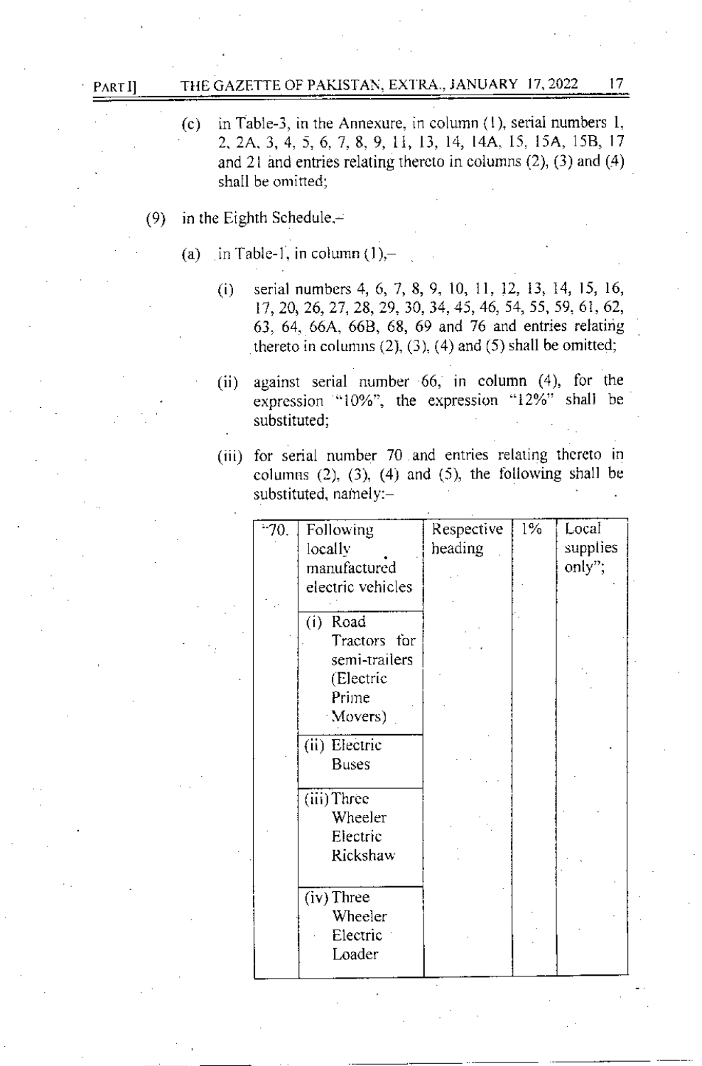(c) in Table-3, in the Annexure, in column (1), serial numbers 1, 2, 2A, 3, 4, 5, 6, 7, 8, 9, 11, 13, 14, 14A, 15, 15A, 15B, 17 and 21 and entries relating thereto in columns (2), (3) and (4) shall be omitted;

(9) in the Eighth Schedule,–

(a) in Table-1, in column (1),–

(i) serial numbers 4, 6, 7, 8, 9, 10, 11, 12, 13, 14, 15, 16, 17, 20, 26, 27, 28, 29, 30, 34, 45, 46, 54, 55, 59, 61, 62, 63, 64, 66A, 66B, 68, 69 and 76 and entries relating thereto in columns (2), (3), (4) and (5) shall be omitted;

(ii) against serial number 66, in column (4), for the expression "10%", the expression "12%" shall be substituted;

(iii) for serial number 70 and entries relating thereto in columns (2), (3), (4) and (5), the following shall be substituted, namely:–

| "70. | Following locally manufactured electric vehicles | Respective heading | 1% | Local supplies only"; |
|---|---|---|---|---|
| | (i) Road Tractors for semi-trailers (Electric Prime Movers) | | | |
| | (ii) Electric Buses | | | |
| | (iii) Three Wheeler Electric Rickshaw | | | |
| | (iv) Three Wheeler Electric Loader | | | |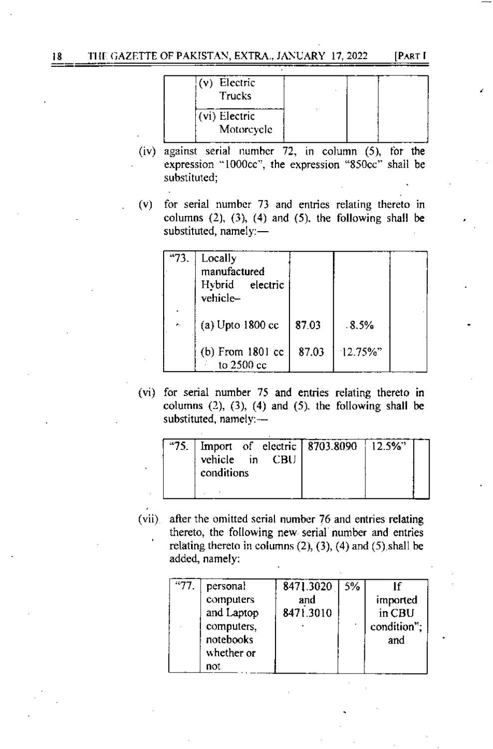| | (v) Electric Trucks | | | |
|---|---|---|---|---|
| | (vi) Electric Motorcycle | | | |

(iv) against serial number 72, in column (5), for the expression "1000cc", the expression "850cc" shall be substituted;

(v) for serial number 73 and entries relating thereto in columns (2), (3), (4) and (5), the following shall be substituted, namely:—

| "73. | Locally manufactured Hybrid electric vehicle– | | | |
|---|---|---|---|---|
| | (a) Upto 1800 cc | 87.03 | 8.5% | |
| | (b) From 1801 cc to 2500 cc | 87.03 | 12.75%" | |

(vi) for serial number 75 and entries relating thereto in columns (2), (3), (4) and (5), the following shall be substituted, namely:—

| "75. | Import of electric vehicle in CBU conditions | 8703.8090 | 12.5%" | |
|---|---|---|---|---|

(vii) after the omitted serial number 76 and entries relating thereto, the following new serial number and entries relating thereto in columns (2), (3), (4) and (5) shall be added, namely:

| "77. | personal computers and Laptop computers, notebooks whether or not | 8471.3020 and 8471.3010 | 5% | If imported in CBU condition"; and |
|---|---|---|---|---|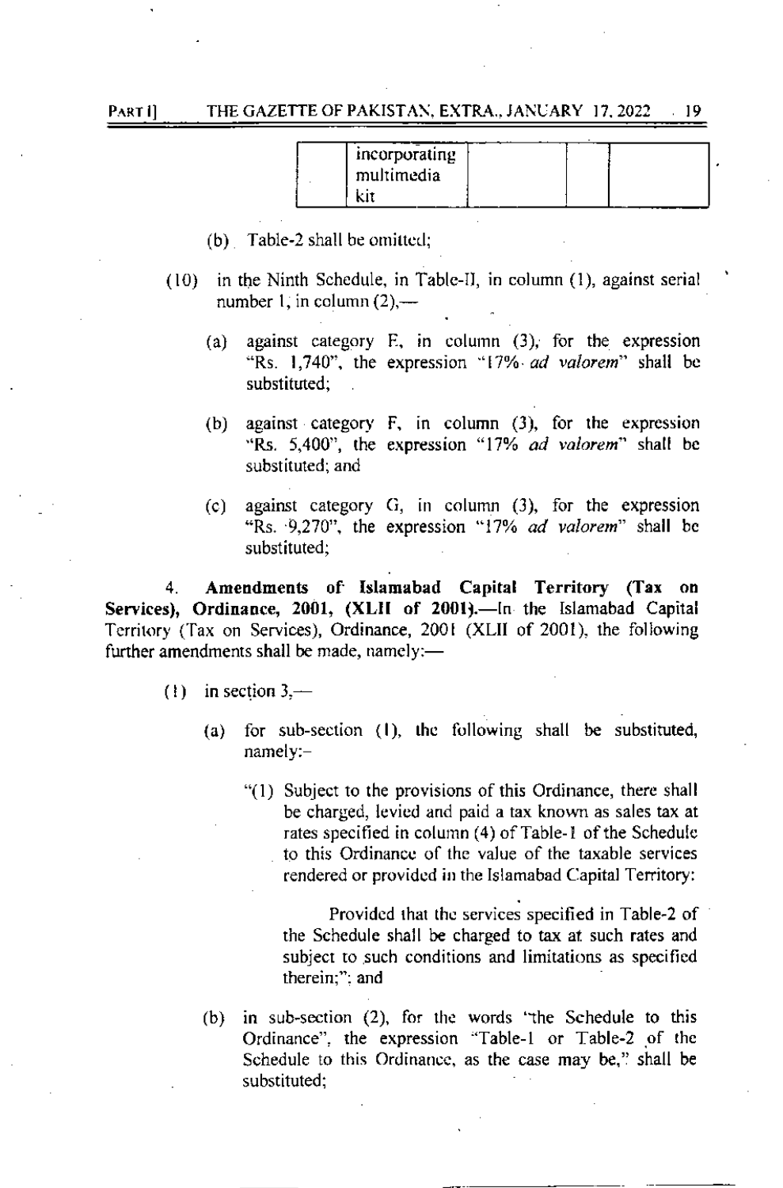| | incorporating multimedia kit | | | |
|---|---|---|---|---|

(b) Table-2 shall be omitted;

(10) in the Ninth Schedule, in Table-II, in column (1), against serial number 1, in column (2),—

(a) against category E, in column (3), for the expression "Rs. 1,740", the expression "17% *ad valorem*" shall be substituted;

(b) against category F, in column (3), for the expression "Rs. 5,400", the expression "17% *ad valorem*" shall be substituted; and

(c) against category G, in column (3), for the expression "Rs. 9,270", the expression "17% *ad valorem*" shall be substituted;

4. **Amendments of Islamabad Capital Territory (Tax on Services), Ordinance, 2001, (XLII of 2001).**—In the Islamabad Capital Territory (Tax on Services), Ordinance, 2001 (XLII of 2001), the following further amendments shall be made, namely:—

(1) in section 3,—

(a) for sub-section (1), the following shall be substituted, namely:-

"(1) Subject to the provisions of this Ordinance, there shall be charged, levied and paid a tax known as sales tax at rates specified in column (4) of Table-1 of the Schedule to this Ordinance of the value of the taxable services rendered or provided in the Islamabad Capital Territory:

Provided that the services specified in Table-2 of the Schedule shall be charged to tax at such rates and subject to such conditions and limitations as specified therein;"; and

(b) in sub-section (2), for the words "the Schedule to this Ordinance", the expression "Table-1 or Table-2 of the Schedule to this Ordinance, as the case may be," shall be substituted;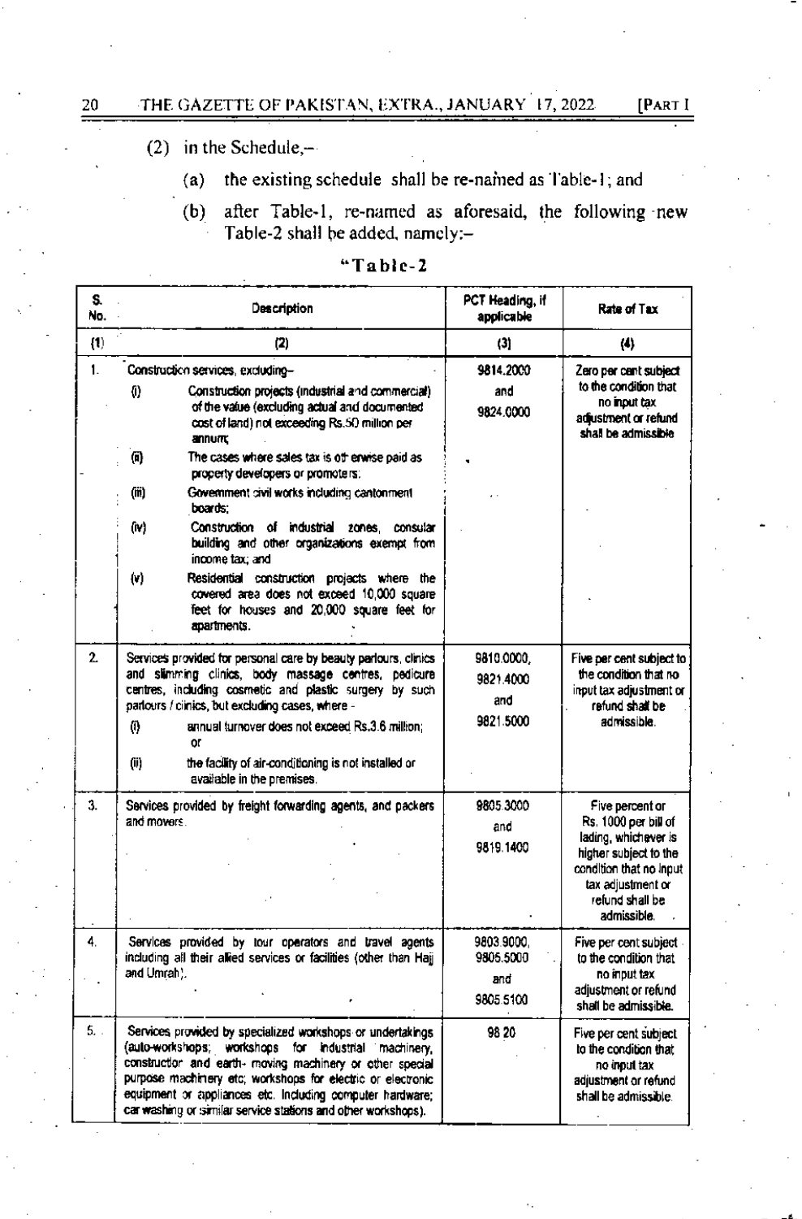(2) in the Schedule,–

(a) the existing schedule shall be re-named as Table-1; and

(b) after Table-1, re-named as aforesaid, the following new Table-2 shall be added, namely:–

"**Table-2**

| S. No. | Description | PCT Heading, if applicable | Rate of Tax |
|---|---|---|---|
| (1) | (2) | (3) | (4) |
| 1. | Construction services, excluding–<br>(i) Construction projects (industrial and commercial) of the value (excluding actual and documented cost of land) not exceeding Rs.50 million per annum;<br>(ii) The cases where sales tax is otherwise paid as property developers or promoters;<br>(iii) Government civil works including cantonment boards;<br>(iv) Construction of industrial zones, consular building and other organizations exempt from income tax; and<br>(v) Residential construction projects where the covered area does not exceed 10,000 square feet for houses and 20,000 square feet for apartments. | 9814.2000 and 9824.0000 | Zero per cent subject to the condition that no input tax adjustment or refund shall be admissible |
| 2. | Services provided for personal care by beauty parlours, clinics and slimming clinics, body massage centres, pedicure centres, including cosmetic and plastic surgery by such parlours / clinics, but excluding cases, where -<br>(i) annual turnover does not exceed Rs.3.6 million; or<br>(ii) the facility of air-conditioning is not installed or available in the premises. | 9810.0000, 9821.4000 and 9821.5000 | Five per cent subject to the condition that no input tax adjustment or refund shall be admissible. |
| 3. | Services provided by freight forwarding agents, and packers and movers. | 9805.3000 and 9819.1400 | Five percent or Rs. 1000 per bill of lading, whichever is higher subject to the condition that no input tax adjustment or refund shall be admissible. |
| 4. | Services provided by tour operators and travel agents including all their allied services or facilities (other than Hajj and Umrah). | 9803.9000, 9805.5000 and 9805.5100 | Five per cent subject to the condition that no input tax adjustment or refund shall be admissible. |
| 5. | Services provided by specialized workshops or undertakings (auto-workshops; workshops for industrial machinery, construction and earth- moving machinery or other special purpose machinery etc; workshops for electric or electronic equipment or appliances etc. Including computer hardware; car washing or similar service stations and other workshops). | 98.20 | Five per cent subject to the condition that no input tax adjustment or refund shall be admissible. |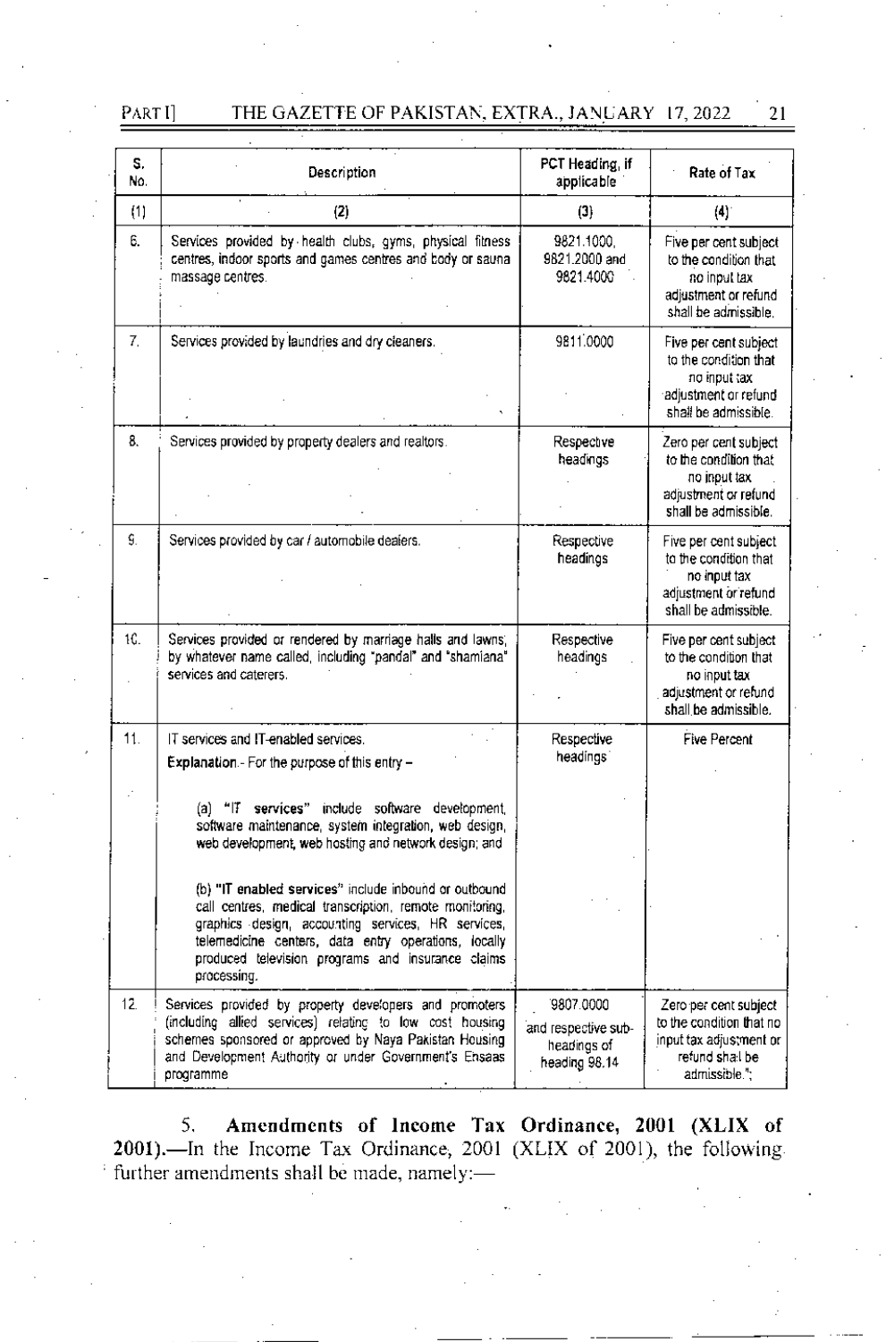| S. No. | Description | PCT Heading, if applicable | Rate of Tax |
|---|---|---|---|
| (1) | (2) | (3) | (4) |
| 6. | Services provided by health clubs, gyms, physical fitness centres, indoor sports and games centres and body or sauna massage centres. | 9821.1000, 9821.2000 and 9821.4000 | Five per cent subject to the condition that no input tax adjustment or refund shall be admissible. |
| 7. | Services provided by laundries and dry cleaners. | 9811.0000 | Five per cent subject to the condition that no input tax adjustment or refund shall be admissible. |
| 8. | Services provided by property dealers and realtors. | Respective headings | Zero per cent subject to the condition that no input tax adjustment or refund shall be admissible. |
| 9. | Services provided by car / automobile dealers. | Respective headings | Five per cent subject to the condition that no input tax adjustment or refund shall be admissible. |
| 10. | Services provided or rendered by marriage halls and lawns, by whatever name called, including "pandal" and "shamiana" services and caterers. | Respective headings | Five per cent subject to the condition that no input tax adjustment or refund shall be admissible. |
| 11. | IT services and IT-enabled services.<br>**Explanation**.- For the purpose of this entry –<br>(a) "**IT services**" include software development, software maintenance, system integration, web design, web development, web hosting and network design; and<br>(b) "**IT enabled services**" include inbound or outbound call centres, medical transcription, remote monitoring, graphics design, accounting services, HR services, telemedicine centers, data entry operations, locally produced television programs and insurance claims processing. | Respective headings | Five Percent |
| 12. | Services provided by property developers and promoters (including allied services) relating to low cost housing schemes sponsored or approved by Naya Pakistan Housing and Development Authority or under Government's Ehsaas programme | 9807.0000 and respective sub-headings of heading 98.14 | Zero per cent subject to the condition that no input tax adjustment or refund shall be admissible."; |

5. **Amendments of Income Tax Ordinance, 2001 (XLIX of 2001).**—In the Income Tax Ordinance, 2001 (XLIX of 2001), the following further amendments shall be made, namely:—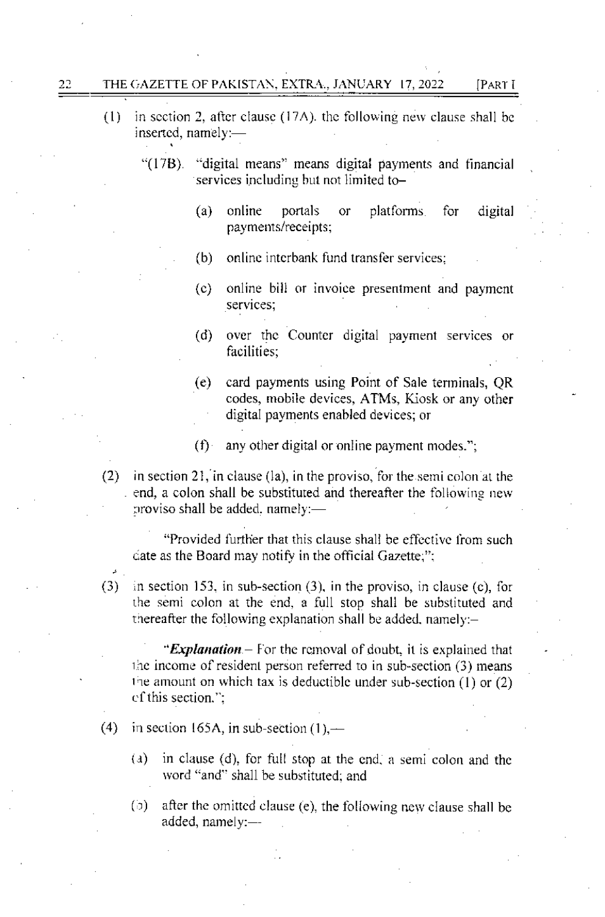(1) in section 2, after clause (17A), the following new clause shall be inserted, namely:—

"(17B). "digital means" means digital payments and financial services including but not limited to–

(a) online portals or platforms for digital payments/receipts;

(b) online interbank fund transfer services;

(c) online bill or invoice presentment and payment services;

(d) over the Counter digital payment services or facilities;

(e) card payments using Point of Sale terminals, QR codes, mobile devices, ATMs, Kiosk or any other digital payments enabled devices; or

(f) any other digital or online payment modes.";

(2) in section 21, in clause (la), in the proviso, for the semi colon at the end, a colon shall be substituted and thereafter the following new proviso shall be added, namely:—

"Provided further that this clause shall be effective from such date as the Board may notify in the official Gazette;";

(3) in section 153, in sub-section (3), in the proviso, in clause (c), for the semi colon at the end, a full stop shall be substituted and thereafter the following explanation shall be added, namely:–

"***Explanation***.– For the removal of doubt, it is explained that the income of resident person referred to in sub-section (3) means the amount on which tax is deductible under sub-section (1) or (2) of this section.";

(4) in section 165A, in sub-section (1),—

(a) in clause (d), for full stop at the end, a semi colon and the word "and" shall be substituted; and

(b) after the omitted clause (e), the following new clause shall be added, namely:—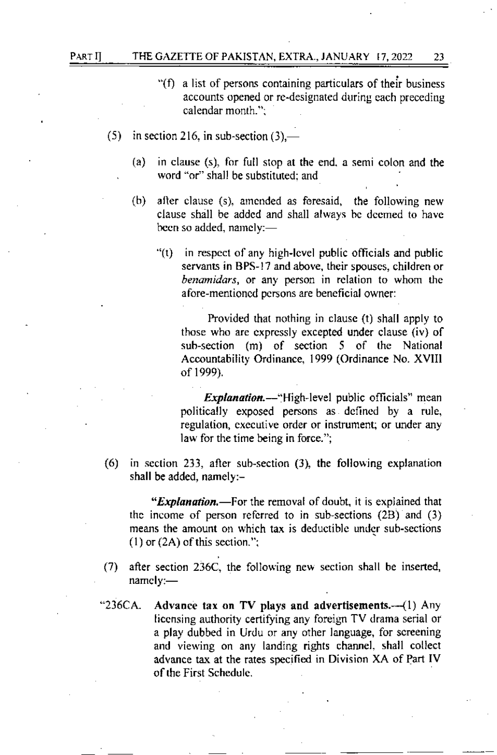"(f) a list of persons containing particulars of their business accounts opened or re-designated during each preceding calendar month.";

(5) in section 216, in sub-section (3),—

(a) in clause (s), for full stop at the end, a semi colon and the word "or" shall be substituted; and

(b) after clause (s), amended as foresaid, the following new clause shall be added and shall always be deemed to have been so added, namely:—

"(t) in respect of any high-level public officials and public servants in BPS-17 and above, their spouses, children or *benamidars*, or any person in relation to whom the afore-mentioned persons are beneficial owner:

Provided that nothing in clause (t) shall apply to those who are expressly excepted under clause (iv) of sub-section (m) of section 5 of the National Accountability Ordinance, 1999 (Ordinance No. XVIII of 1999).

***Explanation.***—"High-level public officials" mean politically exposed persons as defined by a rule, regulation, executive order or instrument; or under any law for the time being in force.";

(6) in section 233, after sub-section (3), the following explanation shall be added, namely:-

"***Explanation.***—For the removal of doubt, it is explained that the income of person referred to in sub-sections (2B) and (3) means the amount on which tax is deductible under sub-sections (1) or (2A) of this section.";

(7) after section 236C, the following new section shall be inserted, namely:—

"236CA. **Advance tax on TV plays and advertisements.**—(1) Any licensing authority certifying any foreign TV drama serial or a play dubbed in Urdu or any other language, for screening and viewing on any landing rights channel, shall collect advance tax at the rates specified in Division XA of Part IV of the First Schedule.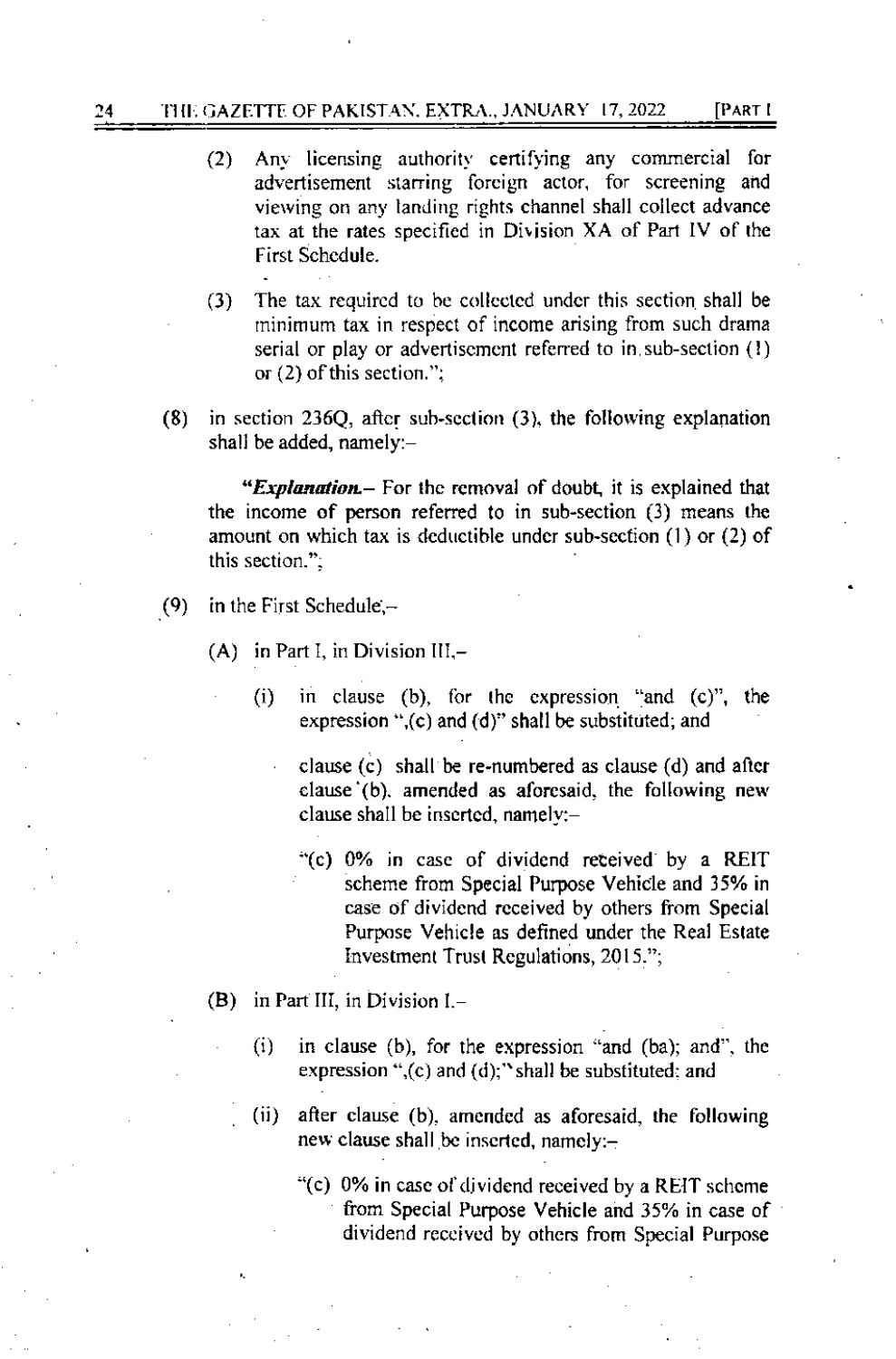(2) Any licensing authority certifying any commercial for advertisement starring foreign actor, for screening and viewing on any landing rights channel shall collect advance tax at the rates specified in Division XA of Part IV of the First Schedule.

(3) The tax required to be collected under this section shall be minimum tax in respect of income arising from such drama serial or play or advertisement referred to in sub-section (1) or (2) of this section.";

(8) in section 236Q, after sub-section (3), the following explanation shall be added, namely:–

"***Explanation.***– For the removal of doubt, it is explained that the income of person referred to in sub-section (3) means the amount on which tax is deductible under sub-section (1) or (2) of this section.";

(9) in the First Schedule,–

(A) in Part I, in Division III,–

(i) in clause (b), for the expression "and (c)", the expression ",(c) and (d)" shall be substituted; and

clause (c) shall be re-numbered as clause (d) and after clause (b), amended as aforesaid, the following new clause shall be inserted, namely:–

"(c) 0% in case of dividend received by a REIT scheme from Special Purpose Vehicle and 35% in case of dividend received by others from Special Purpose Vehicle as defined under the Real Estate Investment Trust Regulations, 2015.";

(B) in Part III, in Division I.–

(i) in clause (b), for the expression "and (ba); and", the expression ",(c) and (d);" shall be substituted; and

(ii) after clause (b), amended as aforesaid, the following new clause shall be inserted, namely:–

"(c) 0% in case of dividend received by a REIT scheme from Special Purpose Vehicle and 35% in case of dividend received by others from Special Purpose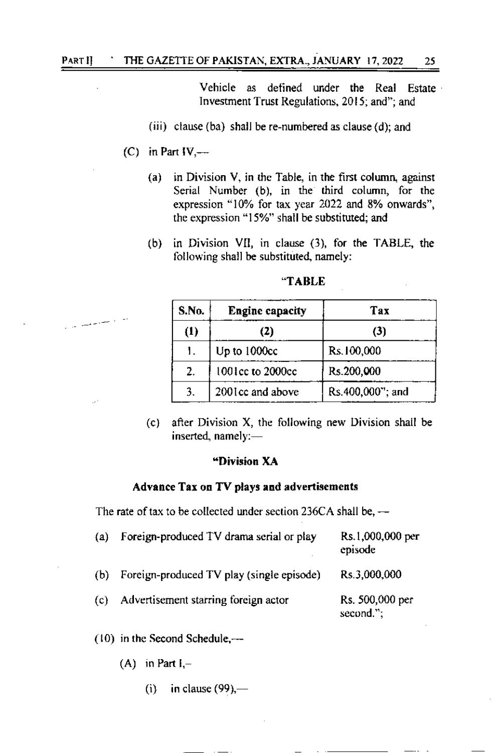Vehicle as defined under the Real Estate Investment Trust Regulations, 2015; and"; and

(iii) clause (ba) shall be re-numbered as clause (d); and

(C) in Part IV,—

(a) in Division V, in the Table, in the first column, against Serial Number (b), in the third column, for the expression "10% for tax year 2022 and 8% onwards", the expression "15%" shall be substituted; and

(b) in Division VII, in clause (3), for the TABLE, the following shall be substituted, namely:

"TABLE

| S.No. | Engine capacity | Tax |
|---|---|---|
| (1) | (2) | (3) |
| 1. | Up to 1000cc | Rs.100,000 |
| 2. | 1001cc to 2000cc | Rs.200,000 |
| 3. | 2001cc and above | Rs.400,000"; and |

(c) after Division X, the following new Division shall be inserted, namely:—

**"Division XA**

**Advance Tax on TV plays and advertisements**

The rate of tax to be collected under section 236CA shall be, —

(a) Foreign-produced TV drama serial or play — Rs.1,000,000 per episode

(b) Foreign-produced TV play (single episode) — Rs.3,000,000

(c) Advertisement starring foreign actor — Rs. 500,000 per second.";

(10) in the Second Schedule,—

(A) in Part I,–

(i) in clause (99),—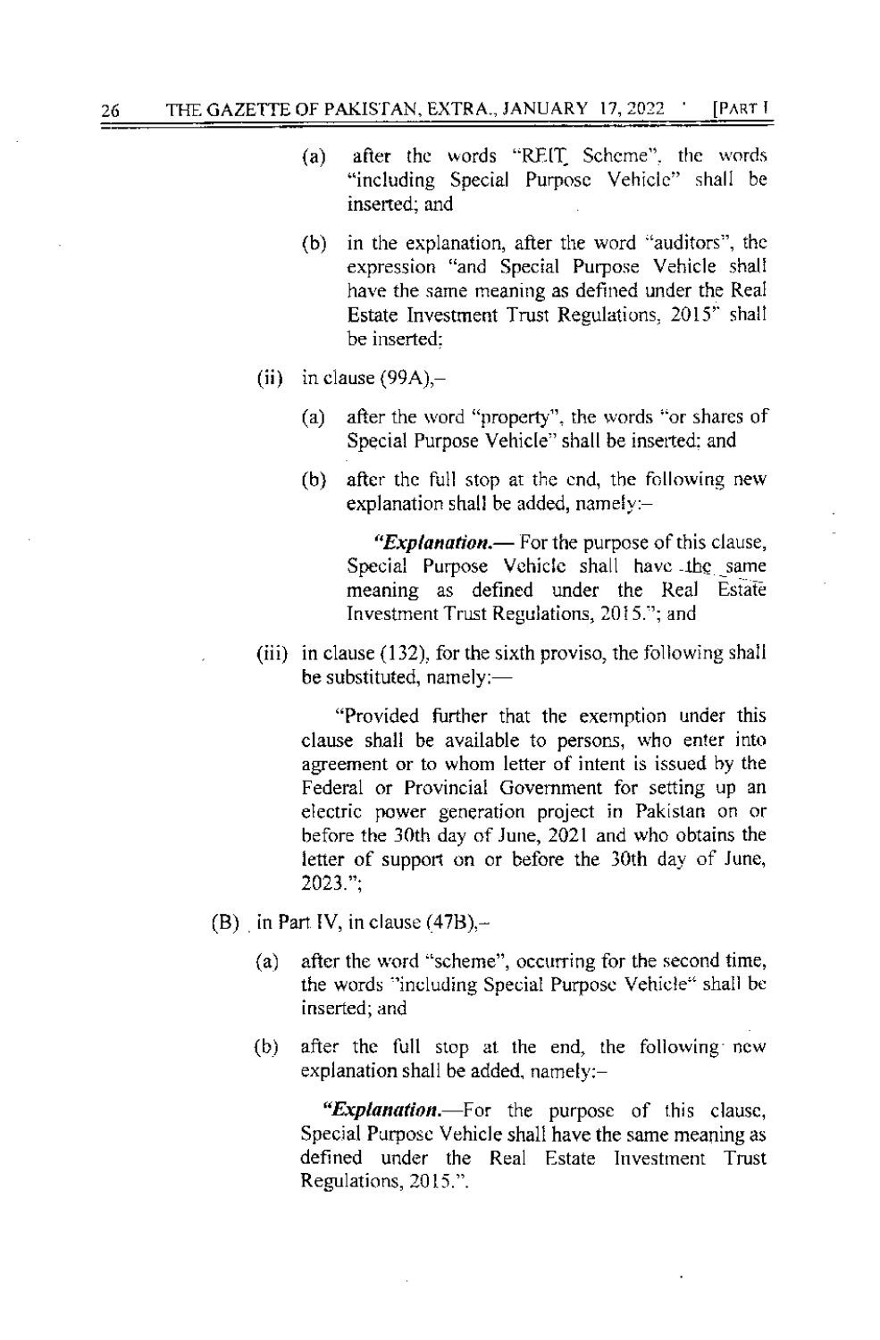(a) after the words "REIT Scheme", the words "including Special Purpose Vehicle" shall be inserted; and

(b) in the explanation, after the word "auditors", the expression "and Special Purpose Vehicle shall have the same meaning as defined under the Real Estate Investment Trust Regulations, 2015" shall be inserted;

(ii) in clause (99A),–

(a) after the word "property", the words "or shares of Special Purpose Vehicle" shall be inserted; and

(b) after the full stop at the end, the following new explanation shall be added, namely:–

> ***"Explanation.***— For the purpose of this clause, Special Purpose Vehicle shall have the same meaning as defined under the Real Estate Investment Trust Regulations, 2015."; and

(iii) in clause (132), for the sixth proviso, the following shall be substituted, namely:—

> "Provided further that the exemption under this clause shall be available to persons, who enter into agreement or to whom letter of intent is issued by the Federal or Provincial Government for setting up an electric power generation project in Pakistan on or before the 30th day of June, 2021 and who obtains the letter of support on or before the 30th day of June, 2023.";

(B) in Part IV, in clause (47B),–

(a) after the word "scheme", occurring for the second time, the words "including Special Purpose Vehicle" shall be inserted; and

(b) after the full stop at the end, the following new explanation shall be added, namely:–

> ***"Explanation.***—For the purpose of this clause, Special Purpose Vehicle shall have the same meaning as defined under the Real Estate Investment Trust Regulations, 2015.".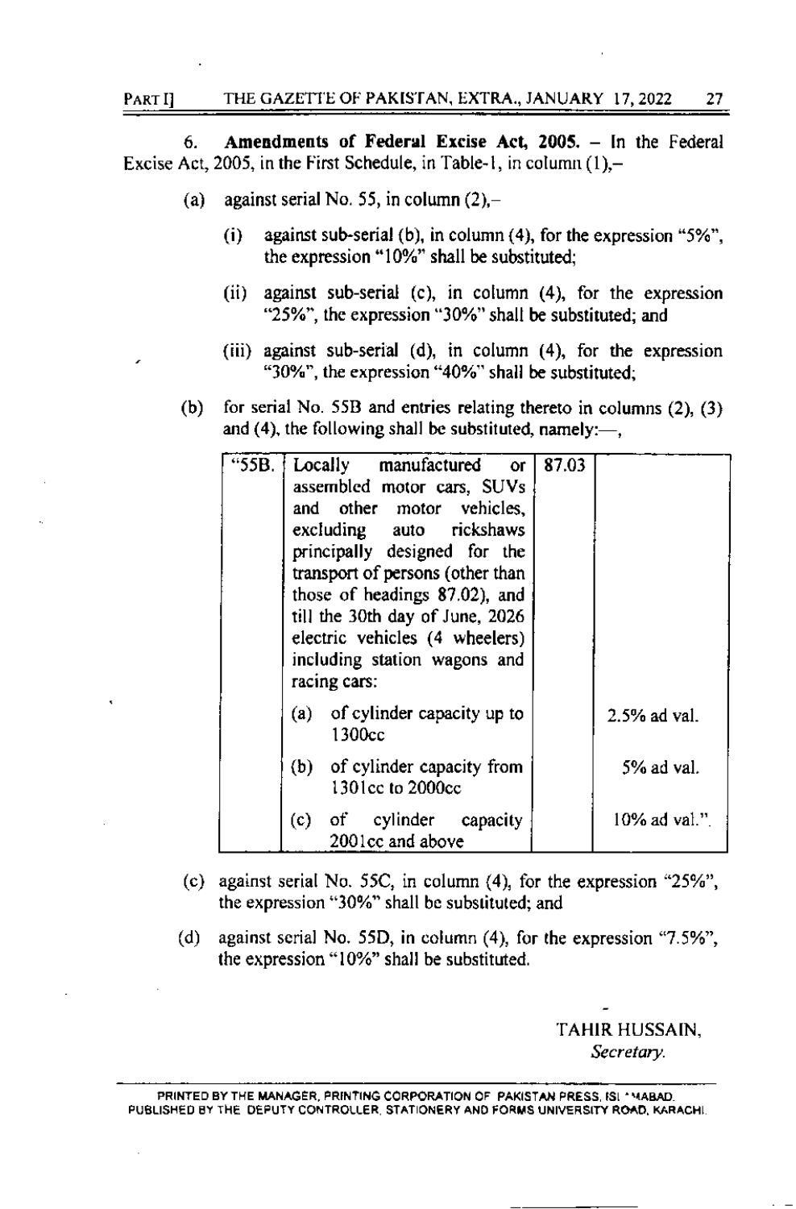6. **Amendments of Federal Excise Act, 2005.** – In the Federal Excise Act, 2005, in the First Schedule, in Table-1, in column (1),–

(a) against serial No. 55, in column (2),–

   (i) against sub-serial (b), in column (4), for the expression "5%", the expression "10%" shall be substituted;

   (ii) against sub-serial (c), in column (4), for the expression "25%", the expression "30%" shall be substituted; and

   (iii) against sub-serial (d), in column (4), for the expression "30%", the expression "40%" shall be substituted;

(b) for serial No. 55B and entries relating thereto in columns (2), (3) and (4), the following shall be substituted, namely:—,

| | | | |
|---|---|---|---|
| "55B. | Locally manufactured or assembled motor cars, SUVs and other motor vehicles, excluding auto rickshaws principally designed for the transport of persons (other than those of headings 87.02), and till the 30th day of June, 2026 electric vehicles (4 wheelers) including station wagons and racing cars: | 87.03 | |
| | (a) of cylinder capacity up to 1300cc | | 2.5% ad val. |
| | (b) of cylinder capacity from 1301cc to 2000cc | | 5% ad val. |
| | (c) of cylinder capacity 2001cc and above | | 10% ad val.". |

(c) against serial No. 55C, in column (4), for the expression "25%", the expression "30%" shall be substituted; and

(d) against serial No. 55D, in column (4), for the expression "7.5%", the expression "10%" shall be substituted.

TAHIR HUSSAIN,
*Secretary.*

PRINTED BY THE MANAGER, PRINTING CORPORATION OF PAKISTAN PRESS, ISLAMABAD.
PUBLISHED BY THE DEPUTY CONTROLLER, STATIONERY AND FORMS UNIVERSITY ROAD, KARACHI.